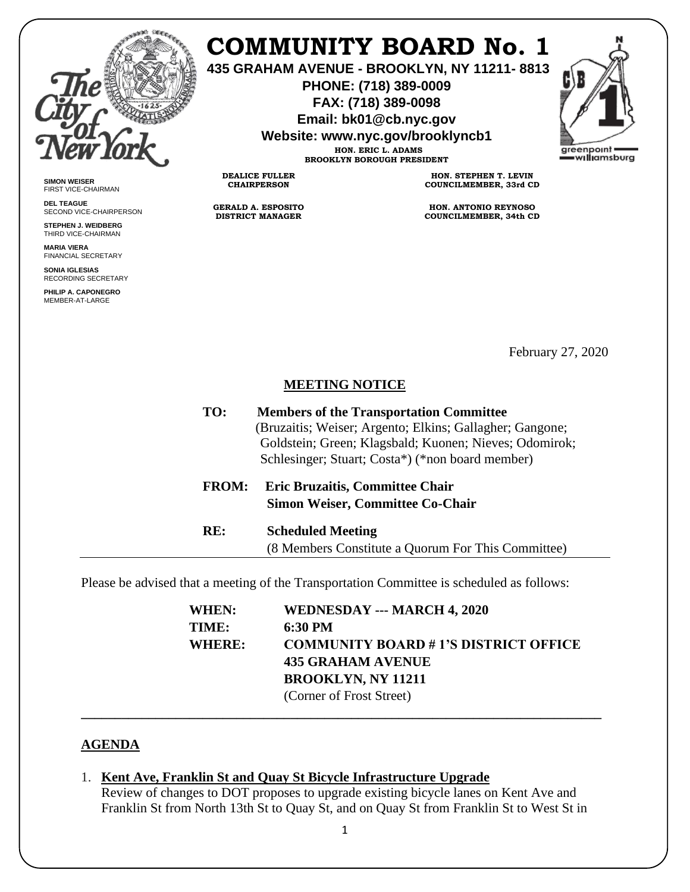# COMMUNITY BOARD No. 1

**435 GRAHAM AVENUE - BROOKLYN, NY 11211- 8813**
**PHONE: (718) 389-0009**
**FAX: (718) 389-0098**
**Email: bk01@cb.nyc.gov**
**Website: www.nyc.gov/brooklyncb1**

**HON. ERIC L. ADAMS**
**BROOKLYN BOROUGH PRESIDENT**

**DEALICE FULLER**
**CHAIRPERSON**

**HON. STEPHEN T. LEVIN**
**COUNCILMEMBER, 33rd CD**

**GERALD A. ESPOSITO**
**DISTRICT MANAGER**

**HON. ANTONIO REYNOSO**
**COUNCILMEMBER, 34th CD**

**SIMON WEISER**
FIRST VICE-CHAIRMAN

**DEL TEAGUE**
SECOND VICE-CHAIRPERSON

**STEPHEN J. WEIDBERG**
THIRD VICE-CHAIRMAN

**MARIA VIERA**
FINANCIAL SECRETARY

**SONIA IGLESIAS**
RECORDING SECRETARY

**PHILIP A. CAPONEGRO**
MEMBER-AT-LARGE

February 27, 2020

## MEETING NOTICE

**TO:** **Members of the Transportation Committee**
(Bruzaitis; Weiser; Argento; Elkins; Gallagher; Gangone; Goldstein; Green; Klagsbald; Kuonen; Nieves; Odomirok; Schlesinger; Stuart; Costa*) (*non board member)

**FROM:** **Eric Bruzaitis, Committee Chair**
**Simon Weiser, Committee Co-Chair**

**RE:** **Scheduled Meeting**
(8 Members Constitute a Quorum For This Committee)

Please be advised that a meeting of the Transportation Committee is scheduled as follows:

**WHEN:** **WEDNESDAY --- MARCH 4, 2020**
**TIME:** **6:30 PM**
**WHERE:** **COMMUNITY BOARD # 1'S DISTRICT OFFICE**
**435 GRAHAM AVENUE**
**BROOKLYN, NY 11211**
(Corner of Frost Street)

## AGENDA

1. **Kent Ave, Franklin St and Quay St Bicycle Infrastructure Upgrade**
Review of changes to DOT proposes to upgrade existing bicycle lanes on Kent Ave and Franklin St from North 13th St to Quay St, and on Quay St from Franklin St to West St in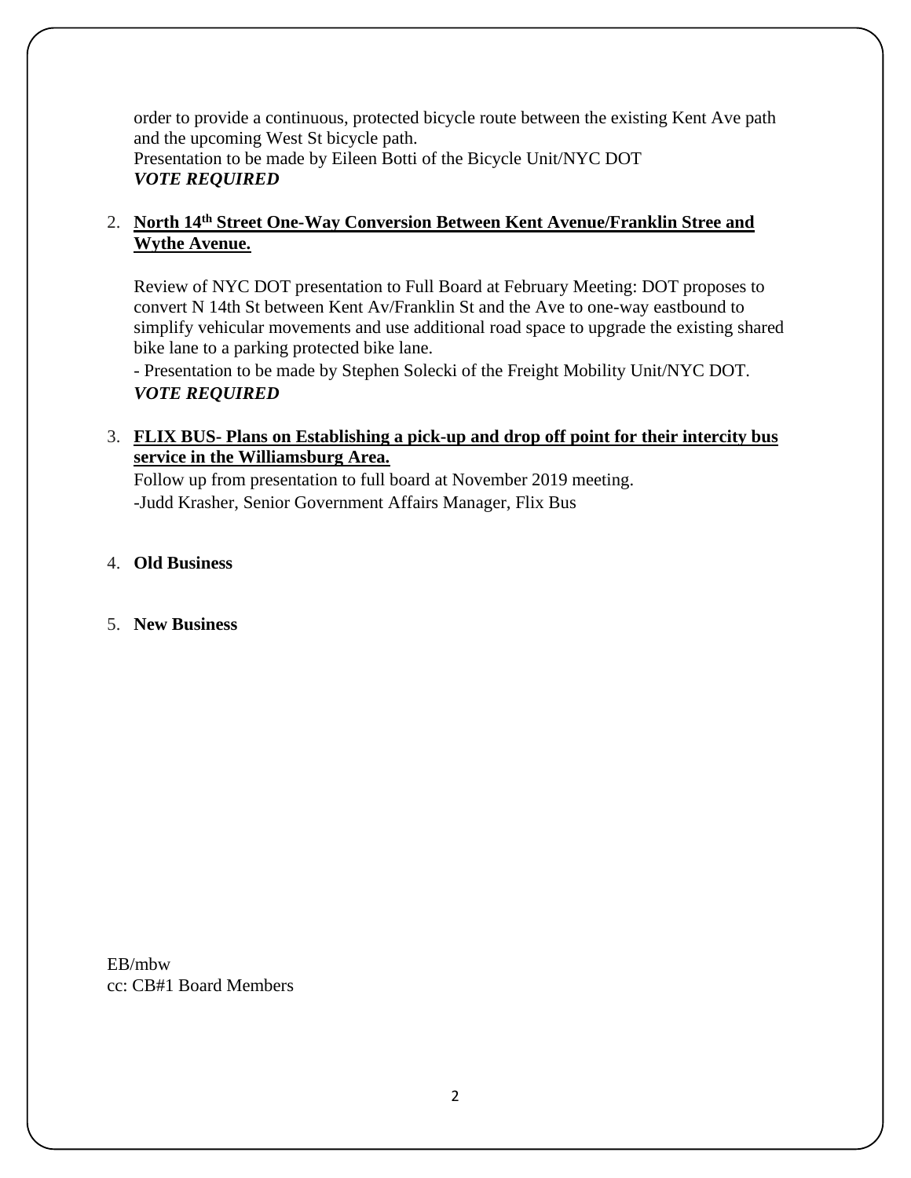order to provide a continuous, protected bicycle route between the existing Kent Ave path and the upcoming West St bicycle path.
Presentation to be made by Eileen Botti of the Bicycle Unit/NYC DOT
***VOTE REQUIRED***

2. **<u>North 14th Street One-Way Conversion Between Kent Avenue/Franklin Stree and Wythe Avenue.</u>**

   Review of NYC DOT presentation to Full Board at February Meeting: DOT proposes to convert N 14th St between Kent Av/Franklin St and the Ave to one-way eastbound to simplify vehicular movements and use additional road space to upgrade the existing shared bike lane to a parking protected bike lane.

   - Presentation to be made by Stephen Solecki of the Freight Mobility Unit/NYC DOT.
   ***VOTE REQUIRED***

3. **<u>FLIX BUS- Plans on Establishing a pick-up and drop off point for their intercity bus service in the Williamsburg Area.</u>**
   Follow up from presentation to full board at November 2019 meeting.
   -Judd Krasher, Senior Government Affairs Manager, Flix Bus

4. **Old Business**

5. **New Business**

EB/mbw
cc: CB#1 Board Members